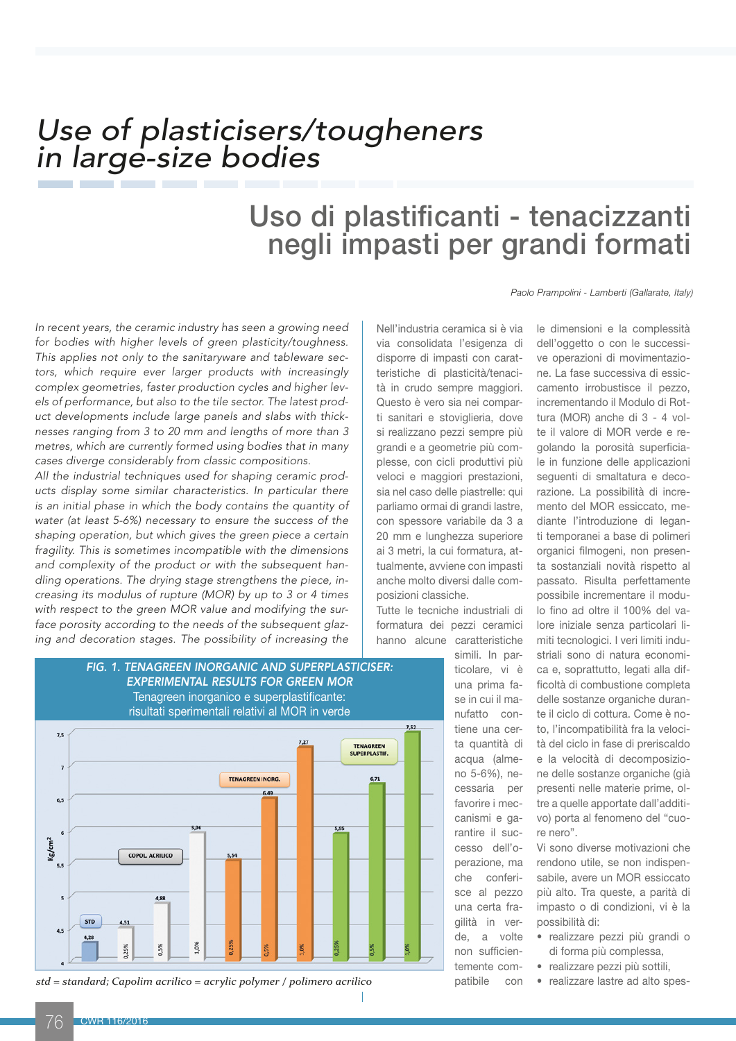# Use of plasticisers/tougheners in large-size bodies

# Uso di plastificanti - tenacizzanti negli impasti per grandi formati

*Paolo Prampolini - Lamberti (Gallarate, Italy)*

*In recent years, the ceramic industry has seen a growing need for bodies with higher levels of green plasticity/toughness. This applies not only to the sanitaryware and tableware sectors, which require ever larger products with increasingly complex geometries, faster production cycles and higher levels of performance, but also to the tile sector. The latest product developments include large panels and slabs with thicknesses ranging from 3 to 20 mm and lengths of more than 3 metres, which are currently formed using bodies that in many cases diverge considerably from classic compositions.*

*All the industrial techniques used for shaping ceramic products display some similar characteristics. In particular there is an initial phase in which the body contains the quantity of water (at least 5-6%) necessary to ensure the success of the shaping operation, but which gives the green piece a certain fragility. This is sometimes incompatible with the dimensions and complexity of the product or with the subsequent handling operations. The drying stage strengthens the piece, increasing its modulus of rupture (MOR) by up to 3 or 4 times with respect to the green MOR value and modifying the surface porosity according to the needs of the subsequent glazing and decoration stages. The possibility of increasing the*

**FIG. 1. TENAGREEN INORGANIC AND SUPERPLASTICISER: EXPERIMENTAL RESULTS FOR GREEN MOR**
Tenagreen inorganico e superplastificante: risultati sperimentali relativi al MOR in verde

| Group | Dosage | MOR (Kg/cm²) |
|---|---|---|
| STD | – | 4,28 |
| COPOL. ACRILICO | 0,25% | 4,51 |
| COPOL. ACRILICO | 0,5% | 4,88 |
| COPOL. ACRILICO | 1,0% | 5,96 |
| TENAGREEN INORG. | 0,25% | 5,54 |
| TENAGREEN INORG. | 0,5% | 6,49 |
| TENAGREEN INORG. | 1,0% | 7,27 |
| TENAGREEN SUPERPLASTIF. | 0,25% | 5,95 |
| TENAGREEN SUPERPLASTIF. | 0,5% | 6,71 |
| TENAGREEN SUPERPLASTIF. | 1,0% | 7,52 |

*std = standard; Capolim acrilico = acrylic polymer / polimero acrilico*

Nell'industria ceramica si è via via consolidata l'esigenza di disporre di impasti con caratteristiche di plasticità/tenacità in crudo sempre maggiori. Questo è vero sia nei comparti sanitari e stoviglieria, dove si realizzano pezzi sempre più grandi e a geometrie più complesse, con cicli produttivi più veloci e maggiori prestazioni, sia nel caso delle piastrelle: qui parliamo ormai di grandi lastre, con spessore variabile da 3 a 20 mm e lunghezza superiore ai 3 metri, la cui formatura, attualmente, avviene con impasti anche molto diversi dalle composizioni classiche.

Tutte le tecniche industriali di formatura dei pezzi ceramici hanno alcune caratteristiche simili. In particolare, vi è una prima fase in cui il manufatto contiene una certa quantità di acqua (almeno 5-6%), necessaria per favorire i meccanismi e garantire il successo dell'operazione, ma che conferisce al pezzo una certa fragilità in verde, a volte non sufficientemente compatibile con le dimensioni e la complessità dell'oggetto o con le successive operazioni di movimentazione. La fase successiva di essiccamento irrobustisce il pezzo, incrementando il Modulo di Rottura (MOR) anche di 3 - 4 volte il valore di MOR verde e regolando la porosità superficiale in funzione delle applicazioni seguenti di smaltatura e decorazione. La possibilità di incremento del MOR essiccato, mediante l'introduzione di leganti temporanei a base di polimeri organici filmogeni, non presenta sostanziali novità rispetto al passato. Risulta perfettamente possibile incrementare il modulo fino ad oltre il 100% del valore iniziale senza particolari limiti tecnologici. I veri limiti industriali sono di natura economica e, soprattutto, legati alla difficoltà di combustione completa delle sostanze organiche durante il ciclo di cottura. Come è noto, l'incompatibilità fra la velocità del ciclo in fase di preriscaldo e la velocità di decomposizione delle sostanze organiche (già presenti nelle materie prime, oltre a quelle apportate dall'additivo) porta al fenomeno del "cuore nero".

Vi sono diverse motivazioni che rendono utile, se non indispensabile, avere un MOR essiccato più alto. Tra queste, a parità di impasto o di condizioni, vi è la possibilità di:

- realizzare pezzi più grandi o di forma più complessa,
- realizzare pezzi più sottili,
- realizzare lastre ad alto spes-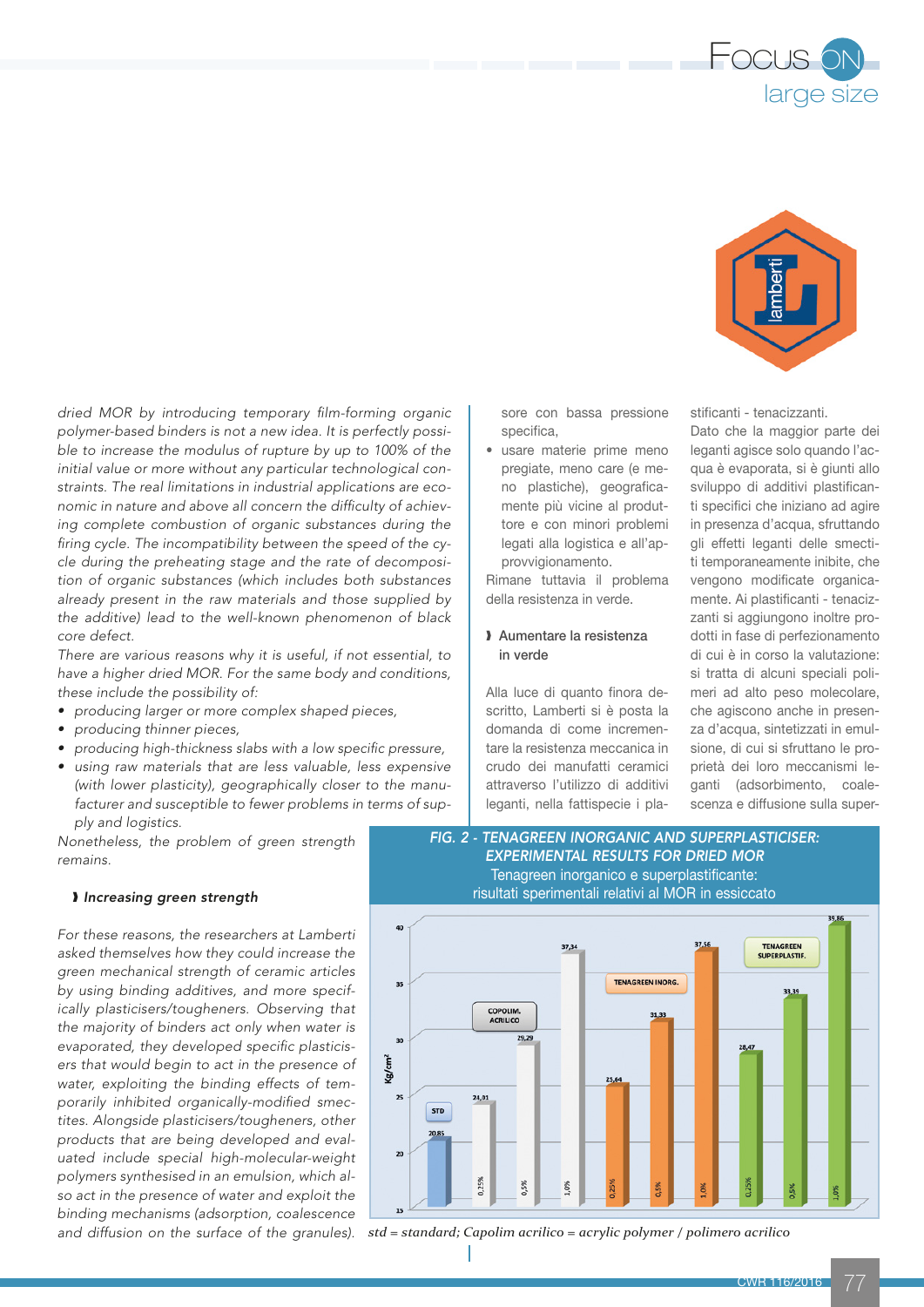dried MOR by introducing temporary film-forming organic polymer-based binders is not a new idea. It is perfectly possible to increase the modulus of rupture by up to 100% of the initial value or more without any particular technological constraints. The real limitations in industrial applications are economic in nature and above all concern the difficulty of achieving complete combustion of organic substances during the firing cycle. The incompatibility between the speed of the cycle during the preheating stage and the rate of decomposition of organic substances (which includes both substances already present in the raw materials and those supplied by the additive) lead to the well-known phenomenon of black core defect.

There are various reasons why it is useful, if not essential, to have a higher dried MOR. For the same body and conditions, these include the possibility of:

- producing larger or more complex shaped pieces,
- producing thinner pieces,
- producing high-thickness slabs with a low specific pressure,
- using raw materials that are less valuable, less expensive (with lower plasticity), geographically closer to the manufacturer and susceptible to fewer problems in terms of supply and logistics.

Nonetheless, the problem of green strength remains.

### Increasing green strength

For these reasons, the researchers at Lamberti asked themselves how they could increase the green mechanical strength of ceramic articles by using binding additives, and more specifically plasticisers/tougheners. Observing that the majority of binders act only when water is evaporated, they developed specific plasticisers that would begin to act in the presence of water, exploiting the binding effects of temporarily inhibited organically-modified smectites. Alongside plasticisers/tougheners, other products that are being developed and evaluated include special high-molecular-weight polymers synthesised in an emulsion, which also act in the presence of water and exploit the binding mechanisms (adsorption, coalescence and diffusion on the surface of the granules).

sore con bassa pressione specifica,

- usare materie prime meno pregiate, meno care (e meno plastiche), geograficamente più vicine al produttore e con minori problemi legati alla logistica e all'approvvigionamento.

Rimane tuttavia il problema della resistenza in verde.

### Aumentare la resistenza in verde

Alla luce di quanto finora descritto, Lamberti si è posta la domanda di come incrementare la resistenza meccanica in crudo dei manufatti ceramici attraverso l'utilizzo di additivi leganti, nella fattispecie i plastificanti - tenacizzanti.
Dato che la maggior parte dei leganti agisce solo quando l'acqua è evaporata, si è giunti allo sviluppo di additivi plastificanti specifici che iniziano ad agire in presenza d'acqua, sfruttando gli effetti leganti delle smectiti temporaneamente inibite, che vengono modificate organicamente. Ai plastificanti - tenacizzanti si aggiungono inoltre prodotti in fase di perfezionamento di cui è in corso la valutazione: si tratta di alcuni speciali polimeri ad alto peso molecolare, che agiscono anche in presenza d'acqua, sintetizzati in emulsione, di cui si sfruttano le proprietà dei loro meccanismi leganti (adsorbimento, coalescenza e diffusione sulla super-

**FIG. 2 - TENAGREEN INORGANIC AND SUPERPLASTICISER: EXPERIMENTAL RESULTS FOR DRIED MOR**
Tenagreen inorganico e superplastificante: risultati sperimentali relativi al MOR in essiccato

Kg/cm²
40
35
30
25
20
15
STD
20,85
COPOLIM. ACRILICO
24,31
29,29
37,34
0,25%
0,5%
1,0%
TENAGREEN INORG.
25,64
31,33
37,56
0,25%
0,5%
1,0%
TENAGREEN SUPERPLASTIF.
28,47
33,39
39,86
0,25%
0,5%
1,0%

std = standard; Capolim acrilico = acrylic polymer / polimero acrilico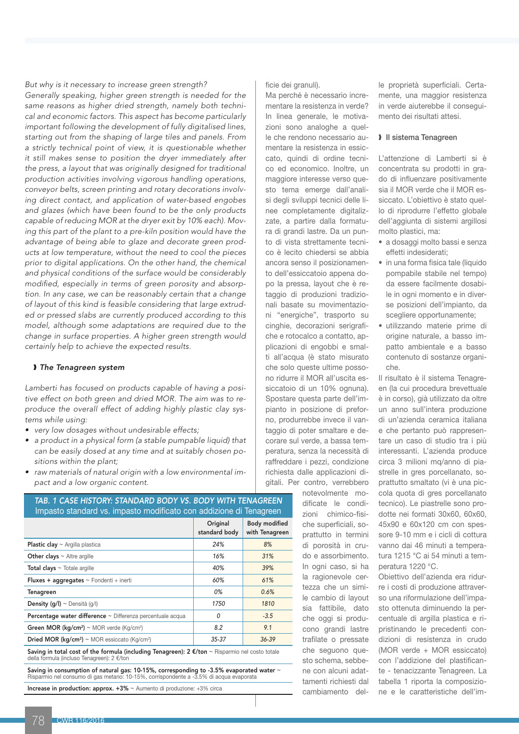*But why is it necessary to increase green strength?*
*Generally speaking, higher green strength is needed for the same reasons as higher dried strength, namely both technical and economic factors. This aspect has become particularly important following the development of fully digitalised lines, starting out from the shaping of large tiles and panels. From a strictly technical point of view, it is questionable whether it still makes sense to position the dryer immediately after the press, a layout that was originally designed for traditional production activities involving vigorous handling operations, conveyor belts, screen printing and rotary decorations involving direct contact, and application of water-based engobes and glazes (which have been found to be the only products capable of reducing MOR at the dryer exit by 10% each). Moving this part of the plant to a pre-kiln position would have the advantage of being able to glaze and decorate green products at low temperature, without the need to cool the pieces prior to digital applications. On the other hand, the chemical and physical conditions of the surface would be considerably modified, especially in terms of green porosity and absorption. In any case, we can be reasonably certain that a change of layout of this kind is feasible considering that large extruded or pressed slabs are currently produced according to this model, although some adaptations are required due to the change in surface properties. A higher green strength would certainly help to achieve the expected results.*

### *The Tenagreen system*

*Lamberti has focused on products capable of having a positive effect on both green and dried MOR. The aim was to reproduce the overall effect of adding highly plastic clay systems while using:*

- *very low dosages without undesirable effects;*
- *a product in a physical form (a stable pumpable liquid) that can be easily dosed at any time and at suitably chosen positions within the plant;*
- *raw materials of natural origin with a low environmental impact and a low organic content.*

**TAB. 1 CASE HISTORY: STANDARD BODY VS. BODY WITH TENAGREEN**
Impasto standard vs. impasto modificato con addizione di Tenagreen

| | Original standard body | Body modified with Tenagreen |
|---|---|---|
| **Plastic clay** ~ Argilla plastica | 24% | 8% |
| **Other clays** ~ Altre argille | 16% | 31% |
| **Total clays** ~ Totale argille | 40% | 39% |
| **Fluxes + aggregates** ~ Fondenti + inerti | 60% | 61% |
| **Tenagreen** | 0% | 0.6% |
| **Density (g/l)** ~ Densità (g/l) | 1750 | 1810 |
| **Percentage water difference** ~ Differenza percentuale acqua | 0 | -3.5 |
| **Green MOR (kg/cm²)** ~ MOR verde (Kg/cm²) | 8.2 | 9.1 |
| **Dried MOR (kg/cm²)** ~ MOR essiccato (Kg/cm²) | 35-37 | 36-39 |

**Saving in total cost of the formula (including Tenagreen): 2 €/ton** ~ Risparmio nel costo totale della formula (incluso Tenagreen): 2 €/ton

**Saving in consumption of natural gas: 10-15%, corresponding to -3.5% evaporated water** ~ Risparmio nel consumo di gas metano: 10-15%, corrispondente a -3.5% di acqua evaporata

**Increase in production: approx. +3%** ~ Aumento di produzione: +3% circa

ficie dei granuli).

Ma perché è necessario incrementare la resistenza in verde? In linea generale, le motivazioni sono analoghe a quelle che rendono necessario aumentare la resistenza in essiccato, quindi di ordine tecnico ed economico. Inoltre, un maggiore interesse verso questo tema emerge dall'analisi degli sviluppi tecnici delle linee completamente digitalizzate, a partire dalla formatura di grandi lastre. Da un punto di vista strettamente tecnico è lecito chiedersi se abbia ancora senso il posizionamento dell'essiccatoio appena dopo la pressa, layout che è retaggio di produzioni tradizionali basate su movimentazioni "energiche", trasporto su cinghie, decorazioni serigrafiche e rotocalco a contatto, applicazioni di engobbi e smalti all'acqua (è stato misurato che solo queste ultime possono ridurre il MOR all'uscita essiccatoio di un 10% ognuna). Spostare questa parte dell'impianto in posizione di preforno, produrrebbe invece il vantaggio di poter smaltare e decorare sul verde, a bassa temperatura, senza la necessità di raffreddare i pezzi, condizione richiesta dalle applicazioni digitali. Per contro, verrebbero notevolmente modificate le condizioni chimico-fisiche superficiali, soprattutto in termini di porosità in crudo e assorbimento. In ogni caso, si ha la ragionevole certezza che un simile cambio di layout sia fattibile, dato che oggi si producono grandi lastre trafilate o pressate che seguono questo schema, sebbene con alcuni adattamenti richiesti dal cambiamento delle proprietà superficiali. Certamente, una maggior resistenza in verde aiuterebbe il conseguimento dei risultati attesi.

### Il sistema Tenagreen

L'attenzione di Lamberti si è concentrata su prodotti in grado di influenzare positivamente sia il MOR verde che il MOR essiccato. L'obiettivo è stato quello di riprodurre l'effetto globale dell'aggiunta di sistemi argillosi molto plastici, ma:

- a dosaggi molto bassi e senza effetti indesiderati;
- in una forma fisica tale (liquido pompabile stabile nel tempo) da essere facilmente dosabile in ogni momento e in diverse posizioni dell'impianto, da scegliere opportunamente;
- utilizzando materie prime di origine naturale, a basso impatto ambientale e a basso contenuto di sostanze organiche.

Il risultato è il sistema Tenagreen (la cui procedura brevettuale è in corso), già utilizzato da oltre un anno sull'intera produzione di un'azienda ceramica italiana e che pertanto può rappresentare un caso di studio tra i più interessanti. L'azienda produce circa 3 milioni mq/anno di piastrelle in gres porcellanato, soprattutto smaltato (vi è una piccola quota di gres porcellanato tecnico). Le piastrelle sono prodotte nei formati 30x60, 60x60, 45x90 e 60x120 cm con spessore 9-10 mm e i cicli di cottura vanno dai 46 minuti a temperatura 1215 °C ai 54 minuti a temperatura 1220 °C.

Obiettivo dell'azienda era ridurre i costi di produzione attraverso una riformulazione dell'impasto ottenuta diminuendo la percentuale di argilla plastica e ripristinando le precedenti condizioni di resistenza in crudo (MOR verde + MOR essiccato) con l'addizione del plastificante - tenacizzante Tenagreen. La tabella 1 riporta la composizione e le caratteristiche dell'im-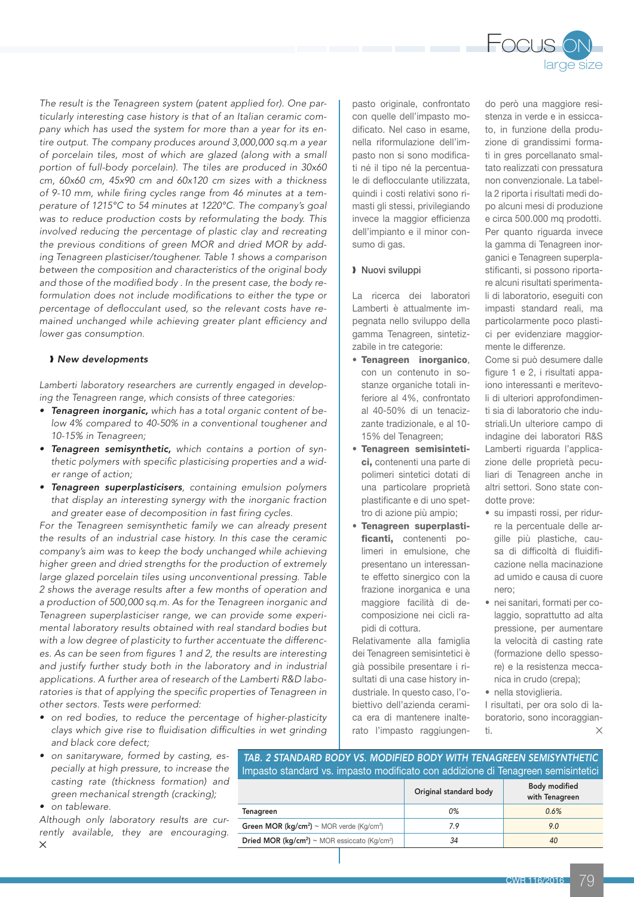*The result is the Tenagreen system (patent applied for). One particularly interesting case history is that of an Italian ceramic company which has used the system for more than a year for its entire output. The company produces around 3,000,000 sq.m a year of porcelain tiles, most of which are glazed (along with a small portion of full-body porcelain). The tiles are produced in 30x60 cm, 60x60 cm, 45x90 cm and 60x120 cm sizes with a thickness of 9-10 mm, while firing cycles range from 46 minutes at a temperature of 1215°C to 54 minutes at 1220°C. The company's goal was to reduce production costs by reformulating the body. This involved reducing the percentage of plastic clay and recreating the previous conditions of green MOR and dried MOR by adding Tenagreen plasticiser/toughener. Table 1 shows a comparison between the composition and characteristics of the original body and those of the modified body . In the present case, the body reformulation does not include modifications to either the type or percentage of deflocculant used, so the relevant costs have remained unchanged while achieving greater plant efficiency and lower gas consumption.*

### *New developments*

*Lamberti laboratory researchers are currently engaged in developing the Tenagreen range, which consists of three categories:*

- ***Tenagreen inorganic,*** *which has a total organic content of below 4% compared to 40-50% in a conventional toughener and 10-15% in Tenagreen;*
- ***Tenagreen semisynthetic,*** *which contains a portion of synthetic polymers with specific plasticising properties and a wider range of action;*
- ***Tenagreen superplasticisers****, containing emulsion polymers that display an interesting synergy with the inorganic fraction and greater ease of decomposition in fast firing cycles.*

*For the Tenagreen semisynthetic family we can already present the results of an industrial case history. In this case the ceramic company's aim was to keep the body unchanged while achieving higher green and dried strengths for the production of extremely large glazed porcelain tiles using unconventional pressing. Table 2 shows the average results after a few months of operation and a production of 500,000 sq.m. As for the Tenagreen inorganic and Tenagreen superplasticiser range, we can provide some experimental laboratory results obtained with real standard bodies but with a low degree of plasticity to further accentuate the differences. As can be seen from figures 1 and 2, the results are interesting and justify further study both in the laboratory and in industrial applications. A further area of research of the Lamberti R&D laboratories is that of applying the specific properties of Tenagreen in other sectors. Tests were performed:*

- *on red bodies, to reduce the percentage of higher-plasticity clays which give rise to fluidisation difficulties in wet grinding and black core defect;*
- *on sanitaryware, formed by casting, especially at high pressure, to increase the casting rate (thickness formation) and green mechanical strength (cracking);*
- *on tableware.*

*Although only laboratory results are currently available, they are encouraging.*

pasto originale, confrontato con quelle dell'impasto modificato. Nel caso in esame, nella riformulazione dell'impasto non si sono modificati né il tipo né la percentuale di deflocculante utilizzata, quindi i costi relativi sono rimasti gli stessi, privilegiando invece la maggior efficienza dell'impianto e il minor consumo di gas.

### Nuovi sviluppi

La ricerca dei laboratori Lamberti è attualmente impegnata nello sviluppo della gamma Tenagreen, sintetizzabile in tre categorie:

- **Tenagreen inorganico**, con un contenuto in sostanze organiche totali inferiore al 4%, confrontato al 40-50% di un tenacizzante tradizionale, e al 10-15% del Tenagreen;
- **Tenagreen semisintetici,** contenenti una parte di polimeri sintetici dotati di una particolare proprietà plastificante e di uno spettro di azione più ampio;
- **Tenagreen superplastificanti,** contenenti polimeri in emulsione, che presentano un interessante effetto sinergico con la frazione inorganica e una maggiore facilità di decomposizione nei cicli rapidi di cottura.

Relativamente alla famiglia dei Tenagreen semisintetici è già possibile presentare i risultati di una case history industriale. In questo caso, l'obiettivo dell'azienda ceramica era di mantenere inalterato l'impasto raggiungendo però una maggiore resistenza in verde e in essiccato, in funzione della produzione di grandissimi formati in gres porcellanato smaltato realizzati con pressatura non convenzionale. La tabella 2 riporta i risultati medi dopo alcuni mesi di produzione e circa 500.000 mq prodotti. Per quanto riguarda invece la gamma di Tenagreen inorganici e Tenagreen superplastificanti, si possono riportare alcuni risultati sperimentali di laboratorio, eseguiti con impasti standard reali, ma particolarmente poco plastici per evidenziare maggiormente le differenze.

Come si può desumere dalle figure 1 e 2, i risultati appaiono interessanti e meritevoli di ulteriori approfondimenti sia di laboratorio che industriali.Un ulteriore campo di indagine dei laboratori R&S Lamberti riguarda l'applicazione delle proprietà peculiari di Tenagreen anche in altri settori. Sono state condotte prove:

- su impasti rossi, per ridurre la percentuale delle argille più plastiche, causa di difficoltà di fluidificazione nella macinazione ad umido e causa di cuore nero;
- nei sanitari, formati per colaggio, soprattutto ad alta pressione, per aumentare la velocità di casting rate (formazione dello spessore) e la resistenza meccanica in crudo (crepa);
- nella stoviglieria.

I risultati, per ora solo di laboratorio, sono incoraggianti.

***TAB. 2 STANDARD BODY VS. MODIFIED BODY WITH TENAGREEN SEMISYNTHETIC***
Impasto standard vs. impasto modificato con addizione di Tenagreen semisintetici

| | Original standard body | Body modified with Tenagreen |
|---|---|---|
| **Tenagreen** | 0% | 0.6% |
| **Green MOR (kg/cm²)** ~ MOR verde (Kg/cm²) | 7.9 | 9.0 |
| **Dried MOR (kg/cm²)** ~ MOR essiccato (Kg/cm²) | 34 | 40 |